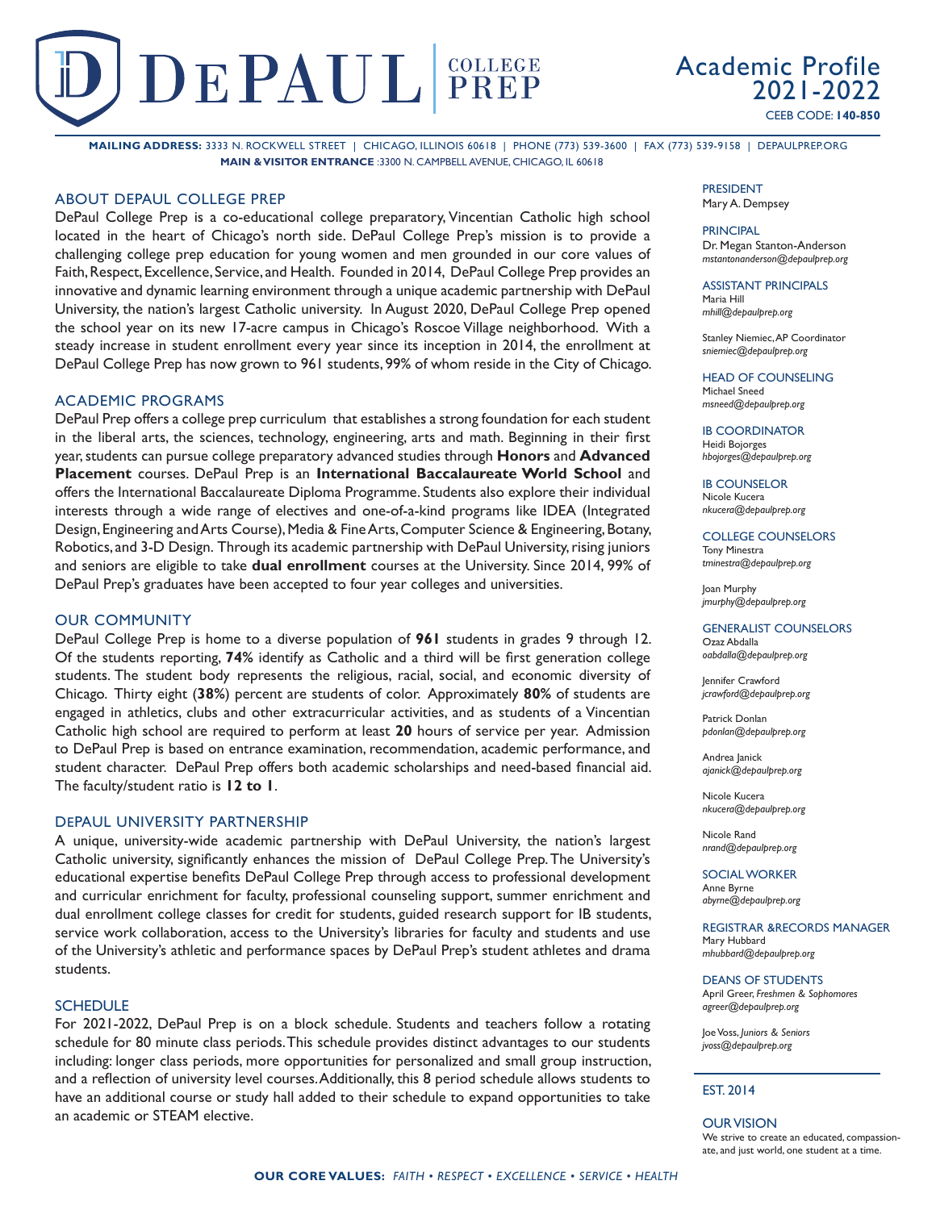# DePaul College Prep

## Academic Profile 2021-2022

CEEB CODE: **140-850**

**MAILING ADDRESS:** 3333 N. ROCKWELL STREET | CHICAGO, ILLINOIS 60618 | PHONE (773) 539-3600 | FAX (773) 539-9158 | DEPAULPREP.ORG
**MAIN & VISITOR ENTRANCE** :3300 N. CAMPBELL AVENUE, CHICAGO, IL 60618

## ABOUT DEPAUL COLLEGE PREP

DePaul College Prep is a co-educational college preparatory, Vincentian Catholic high school located in the heart of Chicago's north side. DePaul College Prep's mission is to provide a challenging college prep education for young women and men grounded in our core values of Faith, Respect, Excellence, Service, and Health. Founded in 2014, DePaul College Prep provides an innovative and dynamic learning environment through a unique academic partnership with DePaul University, the nation's largest Catholic university. In August 2020, DePaul College Prep opened the school year on its new 17-acre campus in Chicago's Roscoe Village neighborhood. With a steady increase in student enrollment every year since its inception in 2014, the enrollment at DePaul College Prep has now grown to 961 students, 99% of whom reside in the City of Chicago.

## ACADEMIC PROGRAMS

DePaul Prep offers a college prep curriculum that establishes a strong foundation for each student in the liberal arts, the sciences, technology, engineering, arts and math. Beginning in their first year, students can pursue college preparatory advanced studies through **Honors** and **Advanced Placement** courses. DePaul Prep is an **International Baccalaureate World School** and offers the International Baccalaureate Diploma Programme. Students also explore their individual interests through a wide range of electives and one-of-a-kind programs like IDEA (Integrated Design, Engineering and Arts Course), Media & Fine Arts, Computer Science & Engineering, Botany, Robotics, and 3-D Design. Through its academic partnership with DePaul University, rising juniors and seniors are eligible to take **dual enrollment** courses at the University. Since 2014, 99% of DePaul Prep's graduates have been accepted to four year colleges and universities.

## OUR COMMUNITY

DePaul College Prep is home to a diverse population of **961** students in grades 9 through 12. Of the students reporting, **74%** identify as Catholic and a third will be first generation college students. The student body represents the religious, racial, social, and economic diversity of Chicago. Thirty eight (**38%**) percent are students of color. Approximately **80%** of students are engaged in athletics, clubs and other extracurricular activities, and as students of a Vincentian Catholic high school are required to perform at least **20** hours of service per year. Admission to DePaul Prep is based on entrance examination, recommendation, academic performance, and student character. DePaul Prep offers both academic scholarships and need-based financial aid. The faculty/student ratio is **12 to 1**.

## DEPAUL UNIVERSITY PARTNERSHIP

A unique, university-wide academic partnership with DePaul University, the nation's largest Catholic university, significantly enhances the mission of DePaul College Prep. The University's educational expertise benefits DePaul College Prep through access to professional development and curricular enrichment for faculty, professional counseling support, summer enrichment and dual enrollment college classes for credit for students, guided research support for IB students, service work collaboration, access to the University's libraries for faculty and students and use of the University's athletic and performance spaces by DePaul Prep's student athletes and drama students.

## SCHEDULE

For 2021-2022, DePaul Prep is on a block schedule. Students and teachers follow a rotating schedule for 80 minute class periods. This schedule provides distinct advantages to our students including: longer class periods, more opportunities for personalized and small group instruction, and a reflection of university level courses. Additionally, this 8 period schedule allows students to have an additional course or study hall added to their schedule to expand opportunities to take an academic or STEAM elective.

---

**PRESIDENT**
Mary A. Dempsey

**PRINCIPAL**
Dr. Megan Stanton-Anderson
*mstantonanderson@depaulprep.org*

**ASSISTANT PRINCIPALS**
Maria Hill
*mhill@depaulprep.org*

Stanley Niemiec, AP Coordinator
*sniemiec@depaulprep.org*

**HEAD OF COUNSELING**
Michael Sneed
*msneed@depaulprep.org*

**IB COORDINATOR**
Heidi Bojorges
*hbojorges@depaulprep.org*

**IB COUNSELOR**
Nicole Kucera
*nkucera@depaulprep.org*

**COLLEGE COUNSELORS**
Tony Minestra
*tminestra@depaulprep.org*

Joan Murphy
*jmurphy@depaulprep.org*

**GENERALIST COUNSELORS**
Ozaz Abdalla
*oabdalla@depaulprep.org*

Jennifer Crawford
*jcrawford@depaulprep.org*

Patrick Donlan
*pdonlan@depaulprep.org*

Andrea Janick
*ajanick@depaulprep.org*

Nicole Kucera
*nkucera@depaulprep.org*

Nicole Rand
*nrand@depaulprep.org*

**SOCIAL WORKER**
Anne Byrne
*abyrne@depaulprep.org*

**REGISTRAR & RECORDS MANAGER**
Mary Hubbard
*mhubbard@depaulprep.org*

**DEANS OF STUDENTS**
April Greer, *Freshmen & Sophomores*
*agreer@depaulprep.org*

Joe Voss, *Juniors & Seniors*
*jvoss@depaulprep.org*

**EST. 2014**

**OUR VISION**
We strive to create an educated, compassionate, and just world, one student at a time.

**OUR CORE VALUES:** *FAITH • RESPECT • EXCELLENCE • SERVICE • HEALTH*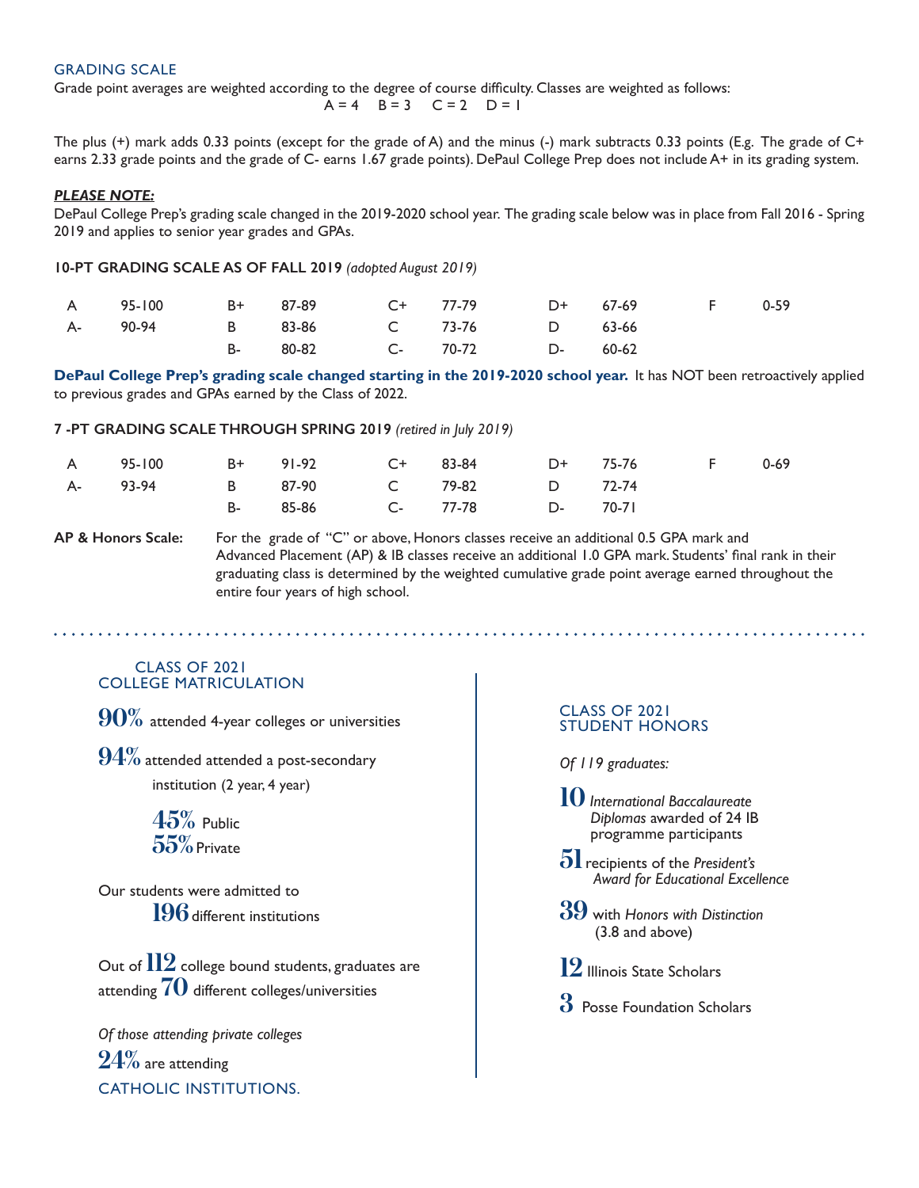## GRADING SCALE

Grade point averages are weighted according to the degree of course difficulty. Classes are weighted as follows:

A = 4 B = 3 C = 2 D = 1

The plus (+) mark adds 0.33 points (except for the grade of A) and the minus (-) mark subtracts 0.33 points (E.g. The grade of C+ earns 2.33 grade points and the grade of C- earns 1.67 grade points). DePaul College Prep does not include A+ in its grading system.

***PLEASE NOTE:***

DePaul College Prep's grading scale changed in the 2019-2020 school year. The grading scale below was in place from Fall 2016 - Spring 2019 and applies to senior year grades and GPAs.

**10-PT GRADING SCALE AS OF FALL 2019** *(adopted August 2019)*

| | | | | | | | | | |
|---|---|---|---|---|---|---|---|---|---|
| A | 95-100 | B+ | 87-89 | C+ | 77-79 | D+ | 67-69 | F | 0-59 |
| A- | 90-94 | B | 83-86 | C | 73-76 | D | 63-66 | | |
| | | B- | 80-82 | C- | 70-72 | D- | 60-62 | | |

**DePaul College Prep's grading scale changed starting in the 2019-2020 school year.** It has NOT been retroactively applied to previous grades and GPAs earned by the Class of 2022.

**7 -PT GRADING SCALE THROUGH SPRING 2019** *(retired in July 2019)*

| | | | | | | | | | |
|---|---|---|---|---|---|---|---|---|---|
| A | 95-100 | B+ | 91-92 | C+ | 83-84 | D+ | 75-76 | F | 0-69 |
| A- | 93-94 | B | 87-90 | C | 79-82 | D | 72-74 | | |
| | | B- | 85-86 | C- | 77-78 | D- | 70-71 | | |

**AP & Honors Scale:** For the grade of "C" or above, Honors classes receive an additional 0.5 GPA mark and Advanced Placement (AP) & IB classes receive an additional 1.0 GPA mark. Students' final rank in their graduating class is determined by the weighted cumulative grade point average earned throughout the entire four years of high school.

## CLASS OF 2021 COLLEGE MATRICULATION

**90%** attended 4-year colleges or universities

**94%** attended attended a post-secondary institution (2 year, 4 year)

**45%** Public
**55%** Private

Our students were admitted to **196** different institutions

Out of **112** college bound students, graduates are attending **70** different colleges/universities

*Of those attending private colleges*
**24%** are attending CATHOLIC INSTITUTIONS.

## CLASS OF 2021 STUDENT HONORS

*Of 119 graduates:*

**10** *International Baccalaureate Diplomas* awarded of 24 IB programme participants

**51** recipients of the *President's Award for Educational Excellence*

**39** with *Honors with Distinction* (3.8 and above)

**12** Illinois State Scholars

**3** Posse Foundation Scholars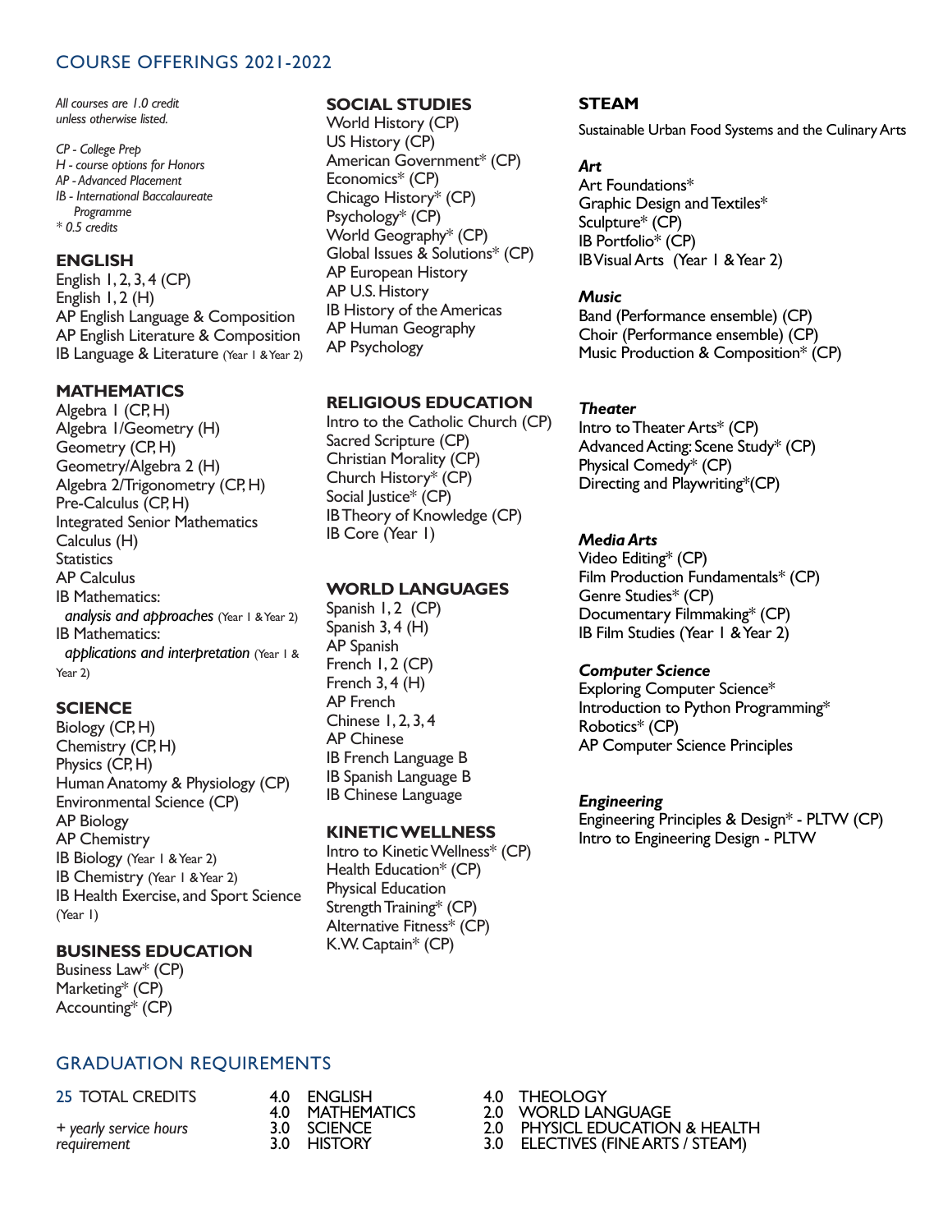## COURSE OFFERINGS 2021-2022

*All courses are 1.0 credit unless otherwise listed.*

*CP - College Prep*
*H - course options for Honors*
*AP - Advanced Placement*
*IB - International Baccalaureate Programme*
** 0.5 credits*

### ENGLISH

English 1, 2, 3, 4 (CP)
English 1, 2 (H)
AP English Language & Composition
AP English Literature & Composition
IB Language & Literature (Year 1 & Year 2)

### MATHEMATICS

Algebra 1 (CP, H)
Algebra 1/Geometry (H)
Geometry (CP, H)
Geometry/Algebra 2 (H)
Algebra 2/Trigonometry (CP, H)
Pre-Calculus (CP, H)
Integrated Senior Mathematics
Calculus (H)
Statistics
AP Calculus
IB Mathematics: *analysis and approaches* (Year 1 & Year 2)
IB Mathematics: *applications and interpretation* (Year 1 & Year 2)

### SCIENCE

Biology (CP, H)
Chemistry (CP, H)
Physics (CP, H)
Human Anatomy & Physiology (CP)
Environmental Science (CP)
AP Biology
AP Chemistry
IB Biology (Year 1 & Year 2)
IB Chemistry (Year 1 & Year 2)
IB Health Exercise, and Sport Science (Year 1)

### BUSINESS EDUCATION

Business Law* (CP)
Marketing* (CP)
Accounting* (CP)

### SOCIAL STUDIES

World History (CP)
US History (CP)
American Government* (CP)
Economics* (CP)
Chicago History* (CP)
Psychology* (CP)
World Geography* (CP)
Global Issues & Solutions* (CP)
AP European History
AP U.S. History
IB History of the Americas
AP Human Geography
AP Psychology

### RELIGIOUS EDUCATION

Intro to the Catholic Church (CP)
Sacred Scripture (CP)
Christian Morality (CP)
Church History* (CP)
Social Justice* (CP)
IB Theory of Knowledge (CP)
IB Core (Year 1)

### WORLD LANGUAGES

Spanish 1, 2 (CP)
Spanish 3, 4 (H)
AP Spanish
French 1, 2 (CP)
French 3, 4 (H)
AP French
Chinese 1, 2, 3, 4
AP Chinese
IB French Language B
IB Spanish Language B
IB Chinese Language

### KINETIC WELLNESS

Intro to Kinetic Wellness* (CP)
Health Education* (CP)
Physical Education
Strength Training* (CP)
Alternative Fitness* (CP)
K.W. Captain* (CP)

### STEAM

Sustainable Urban Food Systems and the Culinary Arts

#### *Art*

Art Foundations*
Graphic Design and Textiles*
Sculpture* (CP)
IB Portfolio* (CP)
IB Visual Arts (Year 1 & Year 2)

#### *Music*

Band (Performance ensemble) (CP)
Choir (Performance ensemble) (CP)
Music Production & Composition* (CP)

#### *Theater*

Intro to Theater Arts* (CP)
Advanced Acting: Scene Study* (CP)
Physical Comedy* (CP)
Directing and Playwriting*(CP)

#### *Media Arts*

Video Editing* (CP)
Film Production Fundamentals* (CP)
Genre Studies* (CP)
Documentary Filmmaking* (CP)
IB Film Studies (Year 1 & Year 2)

#### *Computer Science*

Exploring Computer Science*
Introduction to Python Programming*
Robotics* (CP)
AP Computer Science Principles

#### *Engineering*

Engineering Principles & Design* - PLTW (CP)
Intro to Engineering Design - PLTW

## GRADUATION REQUIREMENTS

25 TOTAL CREDITS

*+ yearly service hours requirement*

4.0 ENGLISH
4.0 MATHEMATICS
3.0 SCIENCE
3.0 HISTORY
4.0 THEOLOGY
2.0 WORLD LANGUAGE
2.0 PHYSICL EDUCATION & HEALTH
3.0 ELECTIVES (FINE ARTS / STEAM)